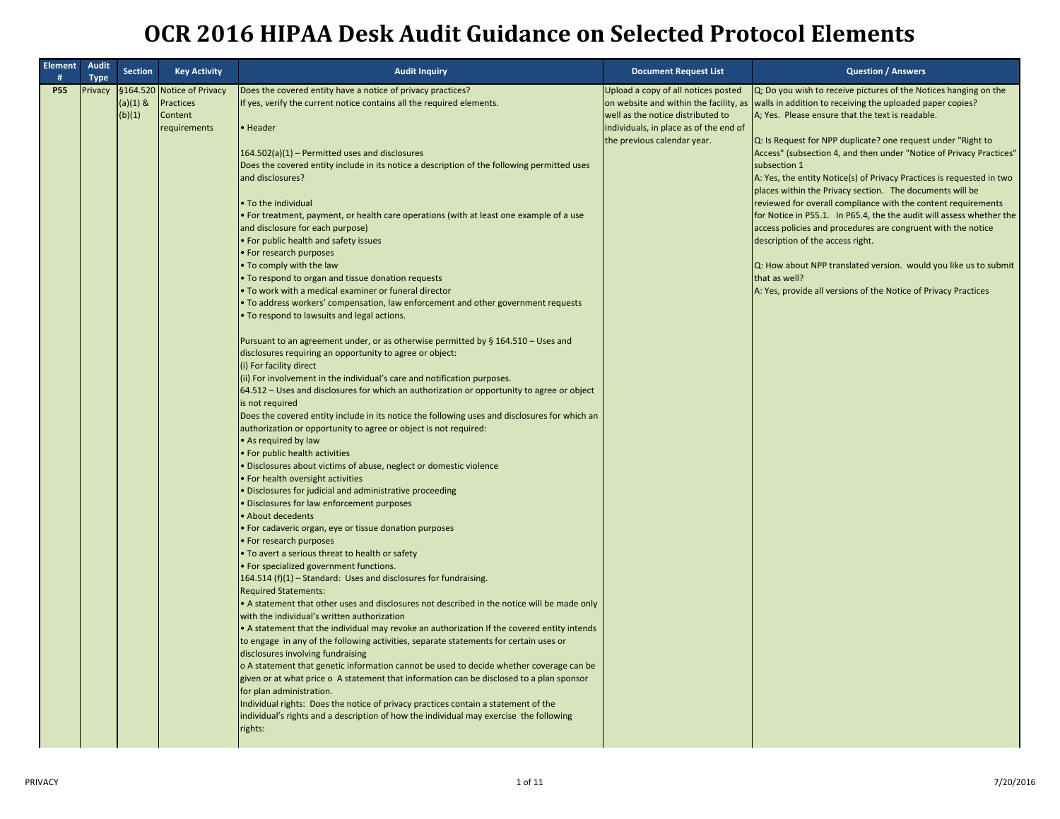# OCR 2016 HIPAA Desk Audit Guidance on Selected Protocol Elements

| Element # | Audit Type | Section | Key Activity | Audit Inquiry | Document Request List | Question / Answers |
|---|---|---|---|---|---|---|
| P55 | Privacy | §164.520 (a)(1) & (b)(1) | Notice of Privacy Practices Content requirements | Does the covered entity have a notice of privacy practices?<br>If yes, verify the current notice contains all the required elements.<br><br>• Header<br><br>164.502(a)(1) – Permitted uses and disclosures<br>Does the covered entity include in its notice a description of the following permitted uses and disclosures?<br><br>• To the individual<br>• For treatment, payment, or health care operations (with at least one example of a use and disclosure for each purpose)<br>• For public health and safety issues<br>• For research purposes<br>• To comply with the law<br>• To respond to organ and tissue donation requests<br>• To work with a medical examiner or funeral director<br>• To address workers' compensation, law enforcement and other government requests<br>• To respond to lawsuits and legal actions.<br><br>Pursuant to an agreement under, or as otherwise permitted by § 164.510 – Uses and disclosures requiring an opportunity to agree or object:<br>(i) For facility direct<br>(ii) For involvement in the individual's care and notification purposes.<br>64.512 – Uses and disclosures for which an authorization or opportunity to agree or object is not required<br>Does the covered entity include in its notice the following uses and disclosures for which an authorization or opportunity to agree or object is not required:<br>• As required by law<br>• For public health activities<br>• Disclosures about victims of abuse, neglect or domestic violence<br>• For health oversight activities<br>• Disclosures for judicial and administrative proceeding<br>• Disclosures for law enforcement purposes<br>• About decedents<br>• For cadaveric organ, eye or tissue donation purposes<br>• For research purposes<br>• To avert a serious threat to health or safety<br>• For specialized government functions.<br>164.514 (f)(1) – Standard: Uses and disclosures for fundraising.<br>Required Statements:<br>• A statement that other uses and disclosures not described in the notice will be made only with the individual's written authorization<br>• A statement that the individual may revoke an authorization If the covered entity intends to engage in any of the following activities, separate statements for certain uses or disclosures involving fundraising<br>o A statement that genetic information cannot be used to decide whether coverage can be given or at what price o A statement that information can be disclosed to a plan sponsor for plan administration.<br>Individual rights: Does the notice of privacy practices contain a statement of the individual's rights and a description of how the individual may exercise the following rights: | Upload a copy of all notices posted on website and within the facility, as well as the notice distributed to individuals, in place as of the end of the previous calendar year. | Q; Do you wish to receive pictures of the Notices hanging on the walls in addition to receiving the uploaded paper copies?<br>A; Yes. Please ensure that the text is readable.<br><br>Q: Is Request for NPP duplicate? one request under "Right to Access" (subsection 4, and then under "Notice of Privacy Practices" subsection 1<br>A: Yes, the entity Notice(s) of Privacy Practices is requested in two places within the Privacy section. The documents will be reviewed for overall compliance with the content requirements for Notice in P55.1. In P65.4, the the audit will assess whether the access policies and procedures are congruent with the notice description of the access right.<br><br>Q: How about NPP translated version. would you like us to submit that as well?<br>A: Yes, provide all versions of the Notice of Privacy Practices |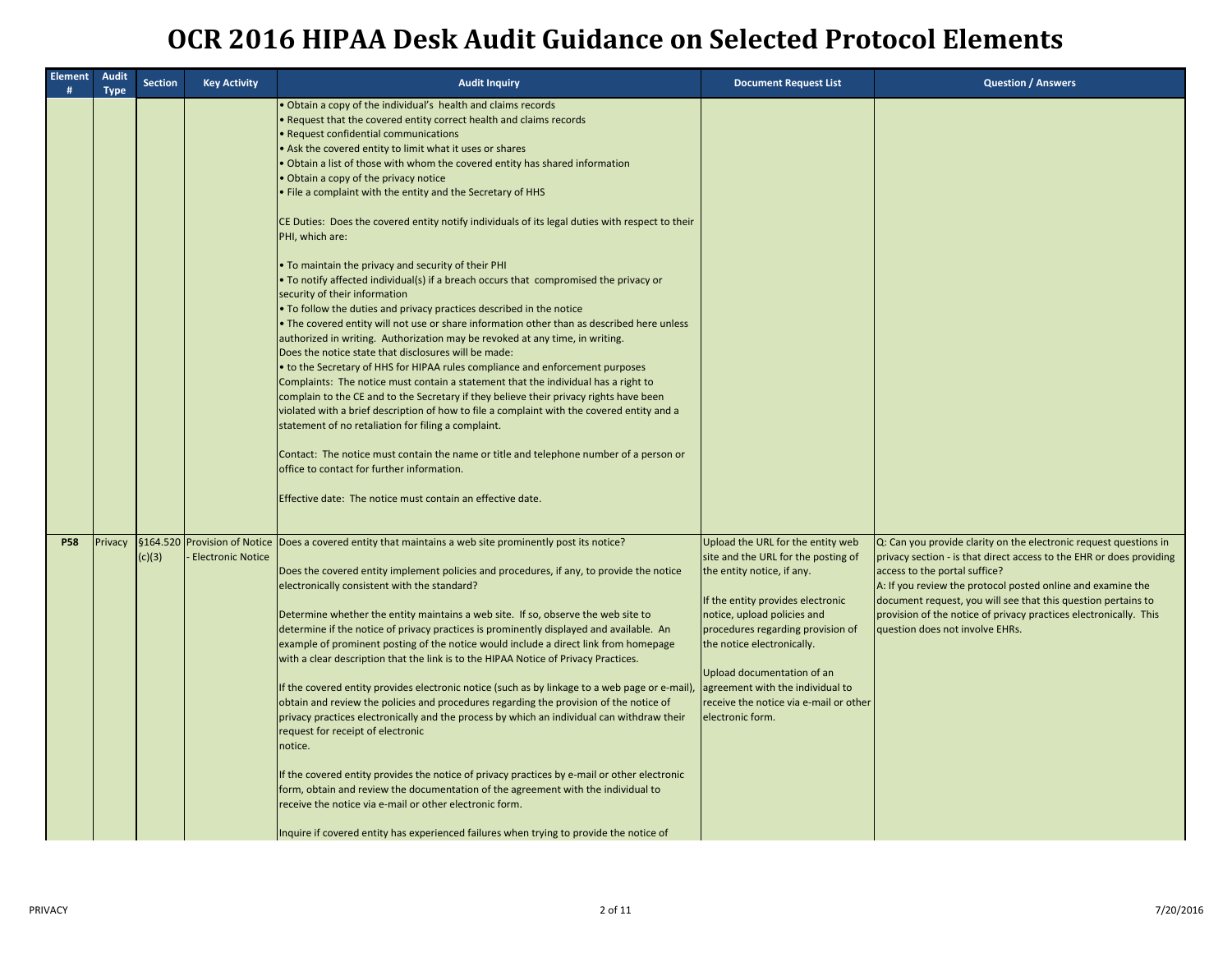# OCR 2016 HIPAA Desk Audit Guidance on Selected Protocol Elements

| Element # | Audit Type | Section | Key Activity | Audit Inquiry | Document Request List | Question / Answers |
|---|---|---|---|---|---|---|
| | | | | • Obtain a copy of the individual's health and claims records<br>• Request that the covered entity correct health and claims records<br>• Request confidential communications<br>• Ask the covered entity to limit what it uses or shares<br>• Obtain a list of those with whom the covered entity has shared information<br>• Obtain a copy of the privacy notice<br>• File a complaint with the entity and the Secretary of HHS<br><br>CE Duties: Does the covered entity notify individuals of its legal duties with respect to their PHI, which are:<br><br>• To maintain the privacy and security of their PHI<br>• To notify affected individual(s) if a breach occurs that compromised the privacy or security of their information<br>• To follow the duties and privacy practices described in the notice<br>• The covered entity will not use or share information other than as described here unless authorized in writing. Authorization may be revoked at any time, in writing.<br>Does the notice state that disclosures will be made:<br>• to the Secretary of HHS for HIPAA rules compliance and enforcement purposes<br>Complaints: The notice must contain a statement that the individual has a right to complain to the CE and to the Secretary if they believe their privacy rights have been violated with a brief description of how to file a complaint with the covered entity and a statement of no retaliation for filing a complaint.<br><br>Contact: The notice must contain the name or title and telephone number of a person or office to contact for further information.<br><br>Effective date: The notice must contain an effective date. | | |
| **P58** | Privacy | §164.520 (c)(3) | Provision of Notice - Electronic Notice | Does a covered entity that maintains a web site prominently post its notice?<br><br>Does the covered entity implement policies and procedures, if any, to provide the notice electronically consistent with the standard?<br><br>Determine whether the entity maintains a web site. If so, observe the web site to determine if the notice of privacy practices is prominently displayed and available. An example of prominent posting of the notice would include a direct link from homepage with a clear description that the link is to the HIPAA Notice of Privacy Practices.<br><br>If the covered entity provides electronic notice (such as by linkage to a web page or e-mail), obtain and review the policies and procedures regarding the provision of the notice of privacy practices electronically and the process by which an individual can withdraw their request for receipt of electronic notice.<br><br>If the covered entity provides the notice of privacy practices by e-mail or other electronic form, obtain and review the documentation of the agreement with the individual to receive the notice via e-mail or other electronic form.<br><br>Inquire if covered entity has experienced failures when trying to provide the notice of | Upload the URL for the entity web site and the URL for the posting of the entity notice, if any.<br><br>If the entity provides electronic notice, upload policies and procedures regarding provision of the notice electronically.<br><br>Upload documentation of an agreement with the individual to receive the notice via e-mail or other electronic form. | Q: Can you provide clarity on the electronic request questions in privacy section - is that direct access to the EHR or does providing access to the portal suffice?<br>A: If you review the protocol posted online and examine the document request, you will see that this question pertains to provision of the notice of privacy practices electronically. This question does not involve EHRs. |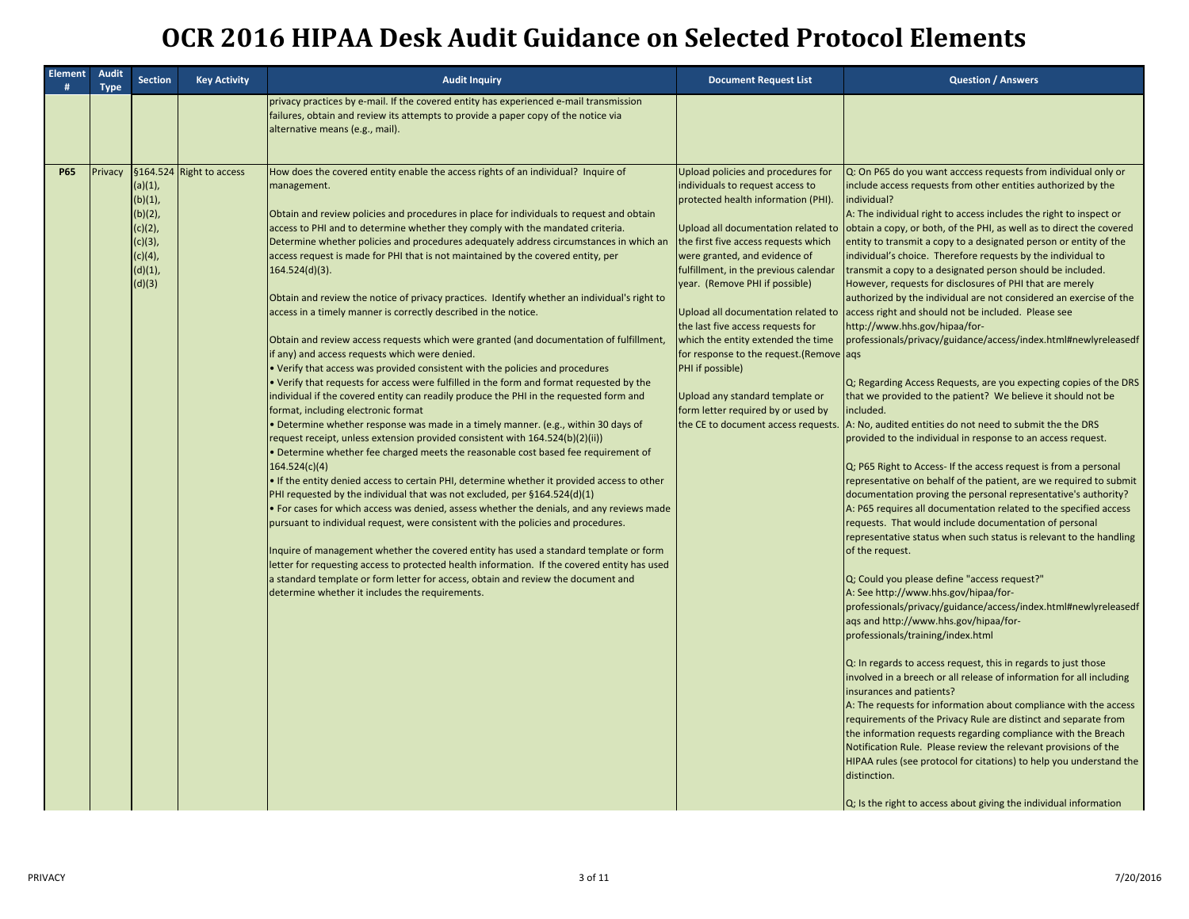# OCR 2016 HIPAA Desk Audit Guidance on Selected Protocol Elements

| Element # | Audit Type | Section | Key Activity | Audit Inquiry | Document Request List | Question / Answers |
|---|---|---|---|---|---|---|
| | | | | privacy practices by e-mail. If the covered entity has experienced e-mail transmission failures, obtain and review its attempts to provide a paper copy of the notice via alternative means (e.g., mail). | | |
| **P65** | Privacy | §164.524 (a)(1), (b)(1), (b)(2), (c)(2), (c)(3), (c)(4), (d)(1), (d)(3) | Right to access | How does the covered entity enable the access rights of an individual? Inquire of management.<br><br>Obtain and review policies and procedures in place for individuals to request and obtain access to PHI and to determine whether they comply with the mandated criteria. Determine whether policies and procedures adequately address circumstances in which an access request is made for PHI that is not maintained by the covered entity, per 164.524(d)(3).<br><br>Obtain and review the notice of privacy practices. Identify whether an individual's right to access in a timely manner is correctly described in the notice.<br><br>Obtain and review access requests which were granted (and documentation of fulfillment, if any) and access requests which were denied.<br>• Verify that access was provided consistent with the policies and procedures<br>• Verify that requests for access were fulfilled in the form and format requested by the individual if the covered entity can readily produce the PHI in the requested form and format, including electronic format<br>• Determine whether response was made in a timely manner. (e.g., within 30 days of request receipt, unless extension provided consistent with 164.524(b)(2)(ii))<br>• Determine whether fee charged meets the reasonable cost based fee requirement of 164.524(c)(4)<br>• If the entity denied access to certain PHI, determine whether it provided access to other PHI requested by the individual that was not excluded, per §164.524(d)(1)<br>• For cases for which access was denied, assess whether the denials, and any reviews made pursuant to individual request, were consistent with the policies and procedures.<br><br>Inquire of management whether the covered entity has used a standard template or form letter for requesting access to protected health information. If the covered entity has used a standard template or form letter for access, obtain and review the document and determine whether it includes the requirements. | Upload policies and procedures for individuals to request access to protected health information (PHI).<br><br>Upload all documentation related to the first five access requests which were granted, and evidence of fulfillment, in the previous calendar year. (Remove PHI if possible)<br><br>Upload all documentation related to the last five access requests for which the entity extended the time for response to the request.(Remove PHI if possible)<br><br>Upload any standard template or form letter required by or used by the CE to document access requests. | Q: On P65 do you want acccess requests from individual only or include access requests from other entities authorized by the individual?<br>A: The individual right to access includes the right to inspect or obtain a copy, or both, of the PHI, as well as to direct the covered entity to transmit a copy to a designated person or entity of the individual's choice. Therefore requests by the individual to transmit a copy to a designated person should be included. However, requests for disclosures of PHI that are merely authorized by the individual are not considered an exercise of the access right and should not be included. Please see http://www.hhs.gov/hipaa/for-professionals/privacy/guidance/access/index.html#newlyreleasedfaqs<br><br>Q; Regarding Access Requests, are you expecting copies of the DRS that we provided to the patient? We believe it should not be included.<br>A: No, audited entities do not need to submit the the DRS provided to the individual in response to an access request.<br><br>Q; P65 Right to Access- If the access request is from a personal representative on behalf of the patient, are we required to submit documentation proving the personal representative's authority?<br>A: P65 requires all documentation related to the specified access requests. That would include documentation of personal representative status when such status is relevant to the handling of the request.<br><br>Q; Could you please define "access request?"<br>A: See http://www.hhs.gov/hipaa/for-professionals/privacy/guidance/access/index.html#newlyreleasedfaqs and http://www.hhs.gov/hipaa/for-professionals/training/index.html<br><br>Q: In regards to access request, this in regards to just those involved in a breech or all release of information for all including insurances and patients?<br>A: The requests for information about compliance with the access requirements of the Privacy Rule are distinct and separate from the information requests regarding compliance with the Breach Notification Rule. Please review the relevant provisions of the HIPAA rules (see protocol for citations) to help you understand the distinction.<br><br>Q; Is the right to access about giving the individual information |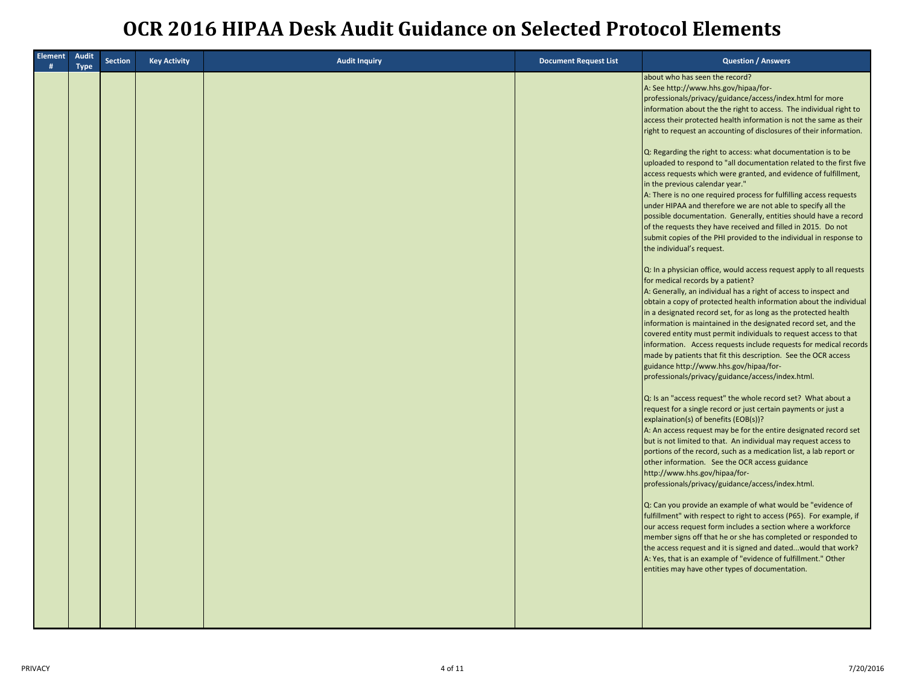# OCR 2016 HIPAA Desk Audit Guidance on Selected Protocol Elements

| Element # | Audit Type | Section | Key Activity | Audit Inquiry | Document Request List | Question / Answers |
|---|---|---|---|---|---|---|
| | | | | | | about who has seen the record?<br>A: See http://www.hhs.gov/hipaa/for-professionals/privacy/guidance/access/index.html for more information about the the right to access. The individual right to access their protected health information is not the same as their right to request an accounting of disclosures of their information.<br><br>Q: Regarding the right to access: what documentation is to be uploaded to respond to "all documentation related to the first five access requests which were granted, and evidence of fulfillment, in the previous calendar year."<br>A: There is no one required process for fulfilling access requests under HIPAA and therefore we are not able to specify all the possible documentation. Generally, entities should have a record of the requests they have received and filled in 2015. Do not submit copies of the PHI provided to the individual in response to the individual's request.<br><br>Q: In a physician office, would access request apply to all requests for medical records by a patient?<br>A: Generally, an individual has a right of access to inspect and obtain a copy of protected health information about the individual in a designated record set, for as long as the protected health information is maintained in the designated record set, and the covered entity must permit individuals to request access to that information. Access requests include requests for medical records made by patients that fit this description. See the OCR access guidance http://www.hhs.gov/hipaa/for-professionals/privacy/guidance/access/index.html.<br><br>Q: Is an "access request" the whole record set? What about a request for a single record or just certain payments or just a explaination(s) of benefits (EOB(s))?<br>A: An access request may be for the entire designated record set but is not limited to that. An individual may request access to portions of the record, such as a medication list, a lab report or other information. See the OCR access guidance http://www.hhs.gov/hipaa/for-professionals/privacy/guidance/access/index.html.<br><br>Q: Can you provide an example of what would be "evidence of fulfillment" with respect to right to access (P65). For example, if our access request form includes a section where a workforce member signs off that he or she has completed or responded to the access request and it is signed and dated...would that work?<br>A: Yes, that is an example of "evidence of fulfillment." Other entities may have other types of documentation. |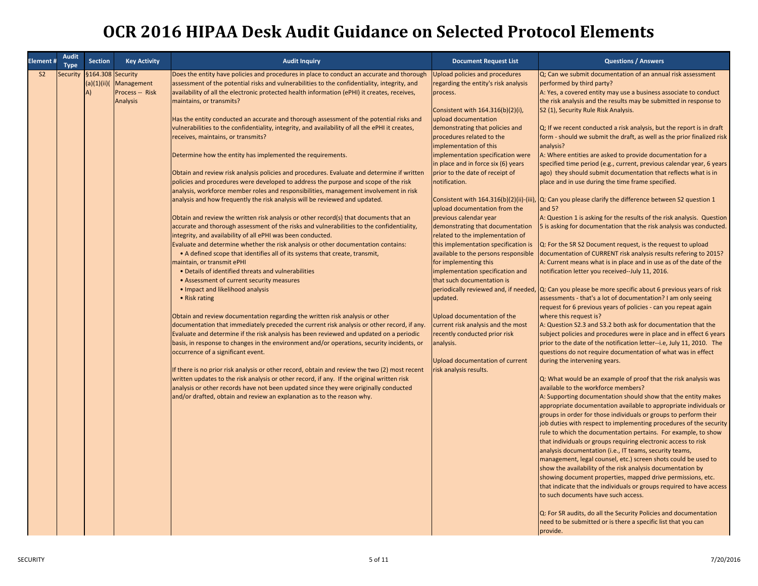# OCR 2016 HIPAA Desk Audit Guidance on Selected Protocol Elements

| Element # | Audit Type | Section | Key Activity | Audit Inquiry | Document Request List | Questions / Answers |
|---|---|---|---|---|---|---|
| S2 | Security | §164.308 (a)(1)(ii)(A) | Security Management Process -- Risk Analysis | Does the entity have policies and procedures in place to conduct an accurate and thorough assessment of the potential risks and vulnerabilities to the confidentiality, integrity, and availability of all the electronic protected health information (ePHI) it creates, receives, maintains, or transmits?<br><br>Has the entity conducted an accurate and thorough assessment of the potential risks and vulnerabilities to the confidentiality, integrity, and availability of all the ePHI it creates, receives, maintains, or transmits?<br><br>Determine how the entity has implemented the requirements.<br><br>Obtain and review risk analysis policies and procedures. Evaluate and determine if written policies and procedures were developed to address the purpose and scope of the risk analysis, workforce member roles and responsibilities, management involvement in risk analysis and how frequently the risk analysis will be reviewed and updated.<br><br>Obtain and review the written risk analysis or other record(s) that documents that an accurate and thorough assessment of the risks and vulnerabilities to the confidentiality, integrity, and availability of all ePHI was been conducted.<br>Evaluate and determine whether the risk analysis or other documentation contains:<br>• A defined scope that identifies all of its systems that create, transmit, maintain, or transmit ePHI<br>• Details of identified threats and vulnerabilities<br>• Assessment of current security measures<br>• Impact and likelihood analysis<br>• Risk rating<br><br>Obtain and review documentation regarding the written risk analysis or other documentation that immediately preceded the current risk analysis or other record, if any. Evaluate and determine if the risk analysis has been reviewed and updated on a periodic basis, in response to changes in the environment and/or operations, security incidents, or occurrence of a significant event.<br><br>If there is no prior risk analysis or other record, obtain and review the two (2) most recent written updates to the risk analysis or other record, if any. If the original written risk analysis or other records have not been updated since they were originally conducted and/or drafted, obtain and review an explanation as to the reason why. | Upload policies and procedures regarding the entity's risk analysis process.<br><br>Consistent with 164.316(b)(2)(i), upload documentation demonstrating that policies and procedures related to the implementation of this implementation specification were in place and in force six (6) years prior to the date of receipt of notification.<br><br>Consistent with 164.316(b)(2)(ii)-(iii), upload documentation from the previous calendar year demonstrating that documentation related to the implementation of this implementation specification is available to the persons responsible for implementing this implementation specification and that such documentation is periodically reviewed and, if needed, updated.<br><br>Upload documentation of the current risk analysis and the most recently conducted prior risk analysis.<br><br>Upload documentation of current risk analysis results. | Q; Can we submit documentation of an annual risk assessment performed by third party?<br>A: Yes, a covered entity may use a business associate to conduct the risk analysis and the results may be submitted in response to S2 (1), Security Rule Risk Analysis.<br><br>Q; If we recent conducted a risk analysis, but the report is in draft form - should we submit the draft, as well as the prior finalized risk analysis?<br>A: Where entities are asked to provide documentation for a specified time period (e.g., current, previous calendar year, 6 years ago) they should submit documentation that reflects what is in place and in use during the time frame specified.<br><br>Q: Can you please clarify the difference between S2 question 1 and 5?<br>A: Question 1 is asking for the results of the risk analysis. Question 5 is asking for documentation that the risk analysis was conducted.<br><br>Q: For the SR S2 Document request, is the request to upload documentation of CURRENT risk analysis results refering to 2015?<br>A: Current means what is in place and in use as of the date of the notification letter you received--July 11, 2016.<br><br>Q: Can you please be more specific about 6 previous years of risk assessments - that's a lot of documentation? I am only seeing request for 6 previous years of policies - can you repeat again where this request is?<br>A: Question S2.3 and S3.2 both ask for documentation that the subject policies and procedures were in place and in effect 6 years prior to the date of the notification letter--i.e, July 11, 2010. The questions do not require documentation of what was in effect during the intervening years.<br><br>Q: What would be an example of proof that the risk analysis was available to the workforce members?<br>A: Supporting documentation should show that the entity makes appropriate documentation available to appropriate individuals or groups in order for those individuals or groups to perform their job duties with respect to implementing procedures of the security rule to which the documentation pertains. For example, to show that individuals or groups requiring electronic access to risk analysis documentation (i.e., IT teams, security teams, management, legal counsel, etc.) screen shots could be used to show the availability of the risk analysis documentation by showing document properties, mapped drive permissions, etc. that indicate that the individuals or groups required to have access to such documents have such access.<br><br>Q: For SR audits, do all the Security Policies and documentation need to be submitted or is there a specific list that you can provide. |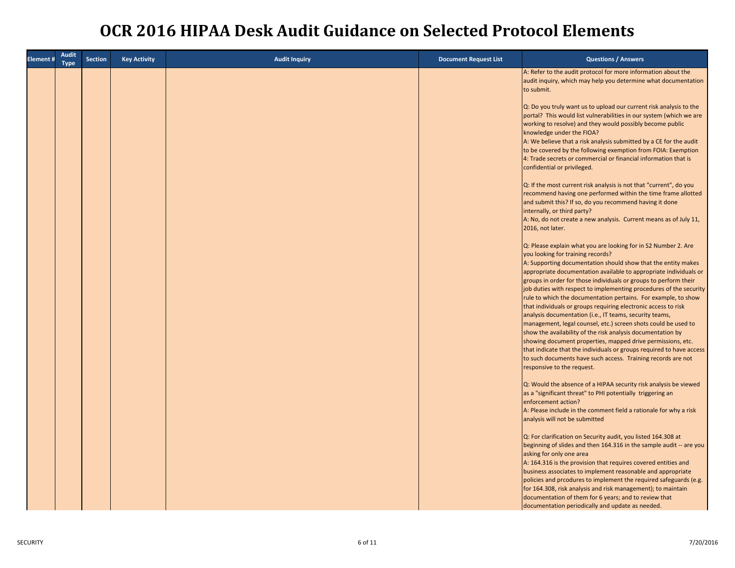# OCR 2016 HIPAA Desk Audit Guidance on Selected Protocol Elements

| Element # | Audit Type | Section | Key Activity | Audit Inquiry | Document Request List | Questions / Answers |
|---|---|---|---|---|---|---|
| | | | | | | A: Refer to the audit protocol for more information about the audit inquiry, which may help you determine what documentation to submit.<br><br>Q: Do you truly want us to upload our current risk analysis to the portal? This would list vulnerabilities in our system (which we are working to resolve) and they would possibly become public knowledge under the FIOA?<br>A: We believe that a risk analysis submitted by a CE for the audit to be covered by the following exemption from FOIA: Exemption 4: Trade secrets or commercial or financial information that is confidential or privileged.<br><br>Q: If the most current risk analysis is not that "current", do you recommend having one performed within the time frame allotted and submit this? If so, do you recommend having it done internally, or third party?<br>A: No, do not create a new analysis. Current means as of July 11, 2016, not later.<br><br>Q: Please explain what you are looking for in S2 Number 2. Are you looking for training records?<br>A: Supporting documentation should show that the entity makes appropriate documentation available to appropriate individuals or groups in order for those individuals or groups to perform their job duties with respect to implementing procedures of the security rule to which the documentation pertains. For example, to show that individuals or groups requiring electronic access to risk analysis documentation (i.e., IT teams, security teams, management, legal counsel, etc.) screen shots could be used to show the availability of the risk analysis documentation by showing document properties, mapped drive permissions, etc. that indicate that the individuals or groups required to have access to such documents have such access. Training records are not responsive to the request.<br><br>Q: Would the absence of a HIPAA security risk analysis be viewed as a "significant threat" to PHI potentially triggering an enforcement action?<br>A: Please include in the comment field a rationale for why a risk analysis will not be submitted<br><br>Q: For clarification on Security audit, you listed 164.308 at beginning of slides and then 164.316 in the sample audit -- are you asking for only one area<br>A: 164.316 is the provision that requires covered entities and business associates to implement reasonable and appropriate policies and prcodures to implement the required safeguards (e.g. for 164.308, risk analysis and risk management); to maintain documentation of them for 6 years; and to review that documentation periodically and update as needed. |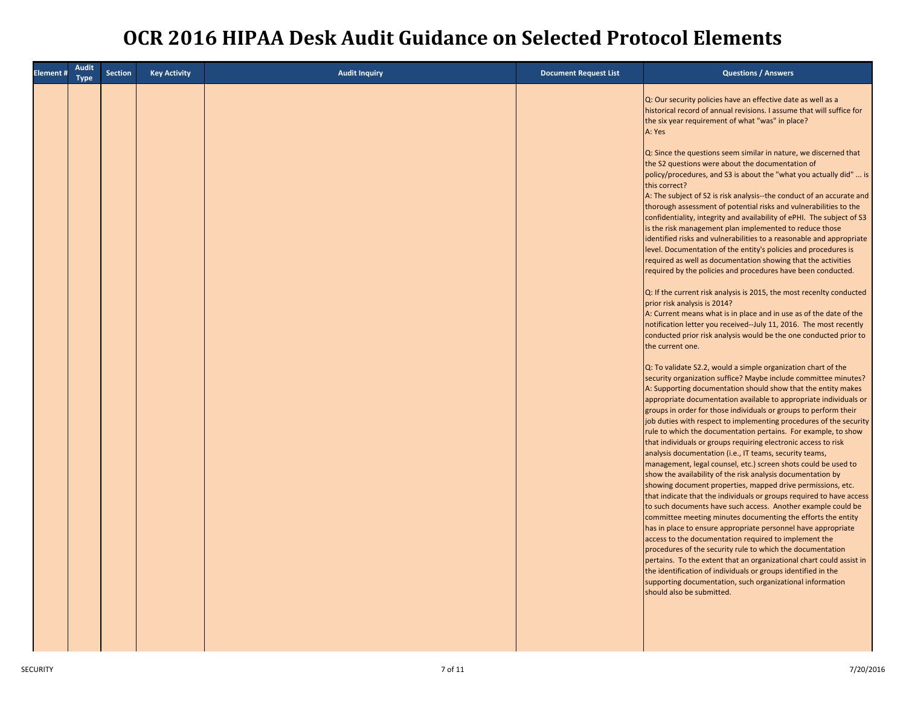# OCR 2016 HIPAA Desk Audit Guidance on Selected Protocol Elements

| Element # | Audit Type | Section | Key Activity | Audit Inquiry | Document Request List | Questions / Answers |
|---|---|---|---|---|---|---|
| | | | | | | Q: Our security policies have an effective date as well as a historical record of annual revisions. I assume that will suffice for the six year requirement of what "was" in place?<br>A: Yes<br><br>Q: Since the questions seem similar in nature, we discerned that the S2 questions were about the documentation of policy/procedures, and S3 is about the "what you actually did" ... is this correct?<br>A: The subject of S2 is risk analysis--the conduct of an accurate and thorough assessment of potential risks and vulnerabilities to the confidentiality, integrity and availability of ePHI. The subject of S3 is the risk management plan implemented to reduce those identified risks and vulnerabilities to a reasonable and appropriate level. Documentation of the entity's policies and procedures is required as well as documentation showing that the activities required by the policies and procedures have been conducted.<br><br>Q: If the current risk analysis is 2015, the most recenlty conducted prior risk analysis is 2014?<br>A: Current means what is in place and in use as of the date of the notification letter you received--July 11, 2016. The most recently conducted prior risk analysis would be the one conducted prior to the current one.<br><br>Q: To validate S2.2, would a simple organization chart of the security organization suffice? Maybe include committee minutes?<br>A: Supporting documentation should show that the entity makes appropriate documentation available to appropriate individuals or groups in order for those individuals or groups to perform their job duties with respect to implementing procedures of the security rule to which the documentation pertains. For example, to show that individuals or groups requiring electronic access to risk analysis documentation (i.e., IT teams, security teams, management, legal counsel, etc.) screen shots could be used to show the availability of the risk analysis documentation by showing document properties, mapped drive permissions, etc. that indicate that the individuals or groups required to have access to such documents have such access. Another example could be committee meeting minutes documenting the efforts the entity has in place to ensure appropriate personnel have appropriate access to the documentation required to implement the procedures of the security rule to which the documentation pertains. To the extent that an organizational chart could assist in the identification of individuals or groups identified in the supporting documentation, such organizational information should also be submitted. |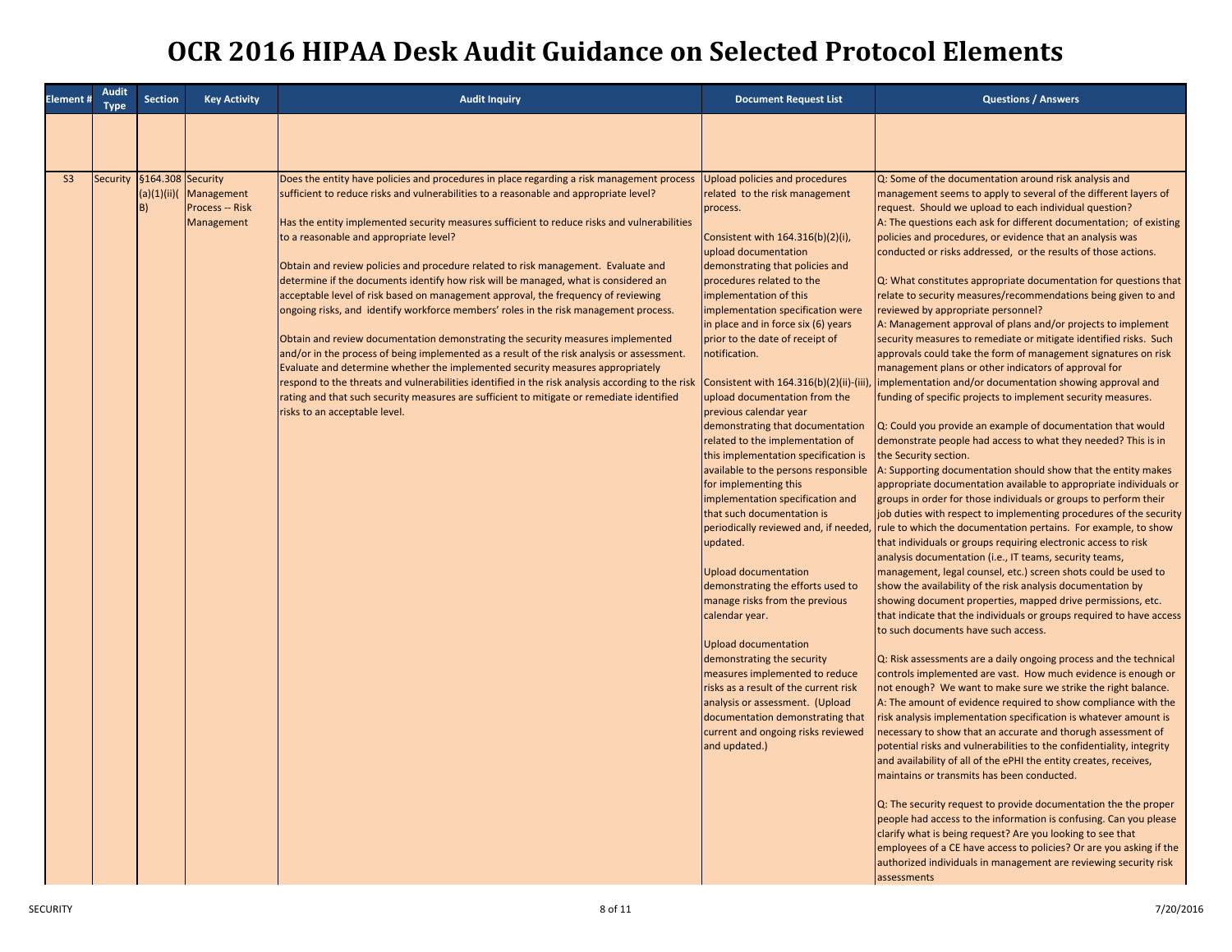# OCR 2016 HIPAA Desk Audit Guidance on Selected Protocol Elements

| Element # | Audit Type | Section | Key Activity | Audit Inquiry | Document Request List | Questions / Answers |
|---|---|---|---|---|---|---|
| | | | | | | |
| S3 | Security | §164.308 (a)(1)(ii)(B) | Security Management Process -- Risk Management | Does the entity have policies and procedures in place regarding a risk management process sufficient to reduce risks and vulnerabilities to a reasonable and appropriate level?<br><br>Has the entity implemented security measures sufficient to reduce risks and vulnerabilities to a reasonable and appropriate level?<br><br>Obtain and review policies and procedure related to risk management. Evaluate and determine if the documents identify how risk will be managed, what is considered an acceptable level of risk based on management approval, the frequency of reviewing ongoing risks, and identify workforce members' roles in the risk management process.<br><br>Obtain and review documentation demonstrating the security measures implemented and/or in the process of being implemented as a result of the risk analysis or assessment. Evaluate and determine whether the implemented security measures appropriately respond to the threats and vulnerabilities identified in the risk analysis according to the risk rating and that such security measures are sufficient to mitigate or remediate identified risks to an acceptable level. | Upload policies and procedures related to the risk management process.<br><br>Consistent with 164.316(b)(2)(i), upload documentation demonstrating that policies and procedures related to the implementation of this implementation specification were in place and in force six (6) years prior to the date of receipt of notification.<br><br>Consistent with 164.316(b)(2)(ii)-(iii), upload documentation from the previous calendar year demonstrating that documentation related to the implementation of this implementation specification is available to the persons responsible for implementing this implementation specification and that such documentation is periodically reviewed and, if needed, updated.<br><br>Upload documentation demonstrating the efforts used to manage risks from the previous calendar year.<br><br>Upload documentation demonstrating the security measures implemented to reduce risks as a result of the current risk analysis or assessment. (Upload documentation demonstrating that current and ongoing risks reviewed and updated.) | Q: Some of the documentation around risk analysis and management seems to apply to several of the different layers of request. Should we upload to each individual question?<br>A: The questions each ask for different documentation; of existing policies and procedures, or evidence that an analysis was conducted or risks addressed, or the results of those actions.<br><br>Q: What constitutes appropriate documentation for questions that relate to security measures/recommendations being given to and reviewed by appropriate personnel?<br>A: Management approval of plans and/or projects to implement security measures to remediate or mitigate identified risks. Such approvals could take the form of management signatures on risk management plans or other indicators of approval for implementation and/or documentation showing approval and funding of specific projects to implement security measures.<br><br>Q: Could you provide an example of documentation that would demonstrate people had access to what they needed? This is in the Security section.<br>A: Supporting documentation should show that the entity makes appropriate documentation available to appropriate individuals or groups in order for those individuals or groups to perform their job duties with respect to implementing procedures of the security rule to which the documentation pertains. For example, to show that individuals or groups requiring electronic access to risk analysis documentation (i.e., IT teams, security teams, management, legal counsel, etc.) screen shots could be used to show the availability of the risk analysis documentation by showing document properties, mapped drive permissions, etc. that indicate that the individuals or groups required to have access to such documents have such access.<br><br>Q: Risk assessments are a daily ongoing process and the technical controls implemented are vast. How much evidence is enough or not enough? We want to make sure we strike the right balance.<br>A: The amount of evidence required to show compliance with the risk analysis implementation specification is whatever amount is necessary to show that an accurate and thorough assessment of potential risks and vulnerabilities to the confidentiality, integrity and availability of all of the ePHI the entity creates, receives, maintains or transmits has been conducted.<br><br>Q: The security request to provide documentation the the proper people had access to the information is confusing. Can you please clarify what is being request? Are you looking to see that employees of a CE have access to policies? Or are you asking if the authorized individuals in management are reviewing security risk assessments |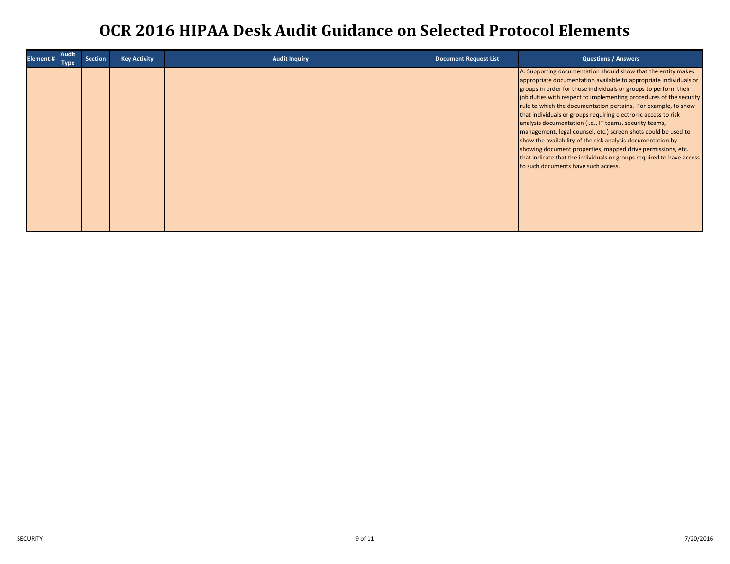# OCR 2016 HIPAA Desk Audit Guidance on Selected Protocol Elements

| Element # | Audit Type | Section | Key Activity | Audit Inquiry | Document Request List | Questions / Answers |
|---|---|---|---|---|---|---|
| | | | | | | A: Supporting documentation should show that the entity makes appropriate documentation available to appropriate individuals or groups in order for those individuals or groups to perform their job duties with respect to implementing procedures of the security rule to which the documentation pertains. For example, to show that individuals or groups requiring electronic access to risk analysis documentation (i.e., IT teams, security teams, management, legal counsel, etc.) screen shots could be used to show the availability of the risk analysis documentation by showing document properties, mapped drive permissions, etc. that indicate that the individuals or groups required to have access to such documents have such access. |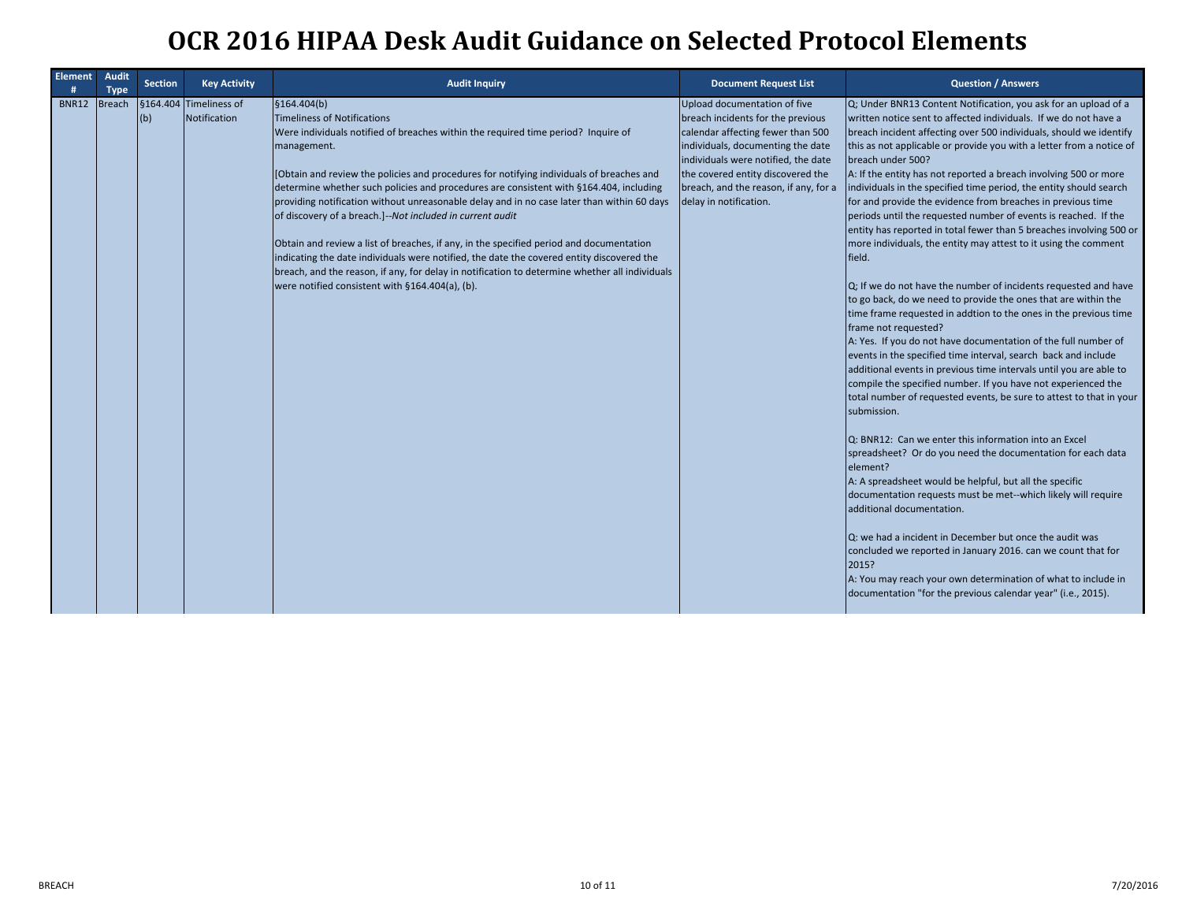# OCR 2016 HIPAA Desk Audit Guidance on Selected Protocol Elements

| Element # | Audit Type | Section | Key Activity | Audit Inquiry | Document Request List | Question / Answers |
|---|---|---|---|---|---|---|
| BNR12 | Breach | §164.404 (b) | Timeliness of Notification | §164.404(b)<br>Timeliness of Notifications<br>Were individuals notified of breaches within the required time period? Inquire of management.<br><br>[Obtain and review the policies and procedures for notifying individuals of breaches and determine whether such policies and procedures are consistent with §164.404, including providing notification without unreasonable delay and in no case later than within 60 days of discovery of a breach.]--*Not included in current audit*<br><br>Obtain and review a list of breaches, if any, in the specified period and documentation indicating the date individuals were notified, the date the covered entity discovered the breach, and the reason, if any, for delay in notification to determine whether all individuals were notified consistent with §164.404(a), (b). | Upload documentation of five breach incidents for the previous calendar affecting fewer than 500 individuals, documenting the date individuals were notified, the date the covered entity discovered the breach, and the reason, if any, for a delay in notification. | Q; Under BNR13 Content Notification, you ask for an upload of a written notice sent to affected individuals. If we do not have a breach incident affecting over 500 individuals, should we identify this as not applicable or provide you with a letter from a notice of breach under 500?<br>A: If the entity has not reported a breach involving 500 or more individuals in the specified time period, the entity should search for and provide the evidence from breaches in previous time periods until the requested number of events is reached. If the entity has reported in total fewer than 5 breaches involving 500 or more individuals, the entity may attest to it using the comment field.<br><br>Q; If we do not have the number of incidents requested and have to go back, do we need to provide the ones that are within the time frame requested in addtion to the ones in the previous time frame not requested?<br>A: Yes. If you do not have documentation of the full number of events in the specified time interval, search back and include additional events in previous time intervals until you are able to compile the specified number. If you have not experienced the total number of requested events, be sure to attest to that in your submission.<br><br>Q: BNR12: Can we enter this information into an Excel spreadsheet? Or do you need the documentation for each data element?<br>A: A spreadsheet would be helpful, but all the specific documentation requests must be met--which likely will require additional documentation.<br><br>Q: we had a incident in December but once the audit was concluded we reported in January 2016. can we count that for 2015?<br>A: You may reach your own determination of what to include in documentation "for the previous calendar year" (i.e., 2015). |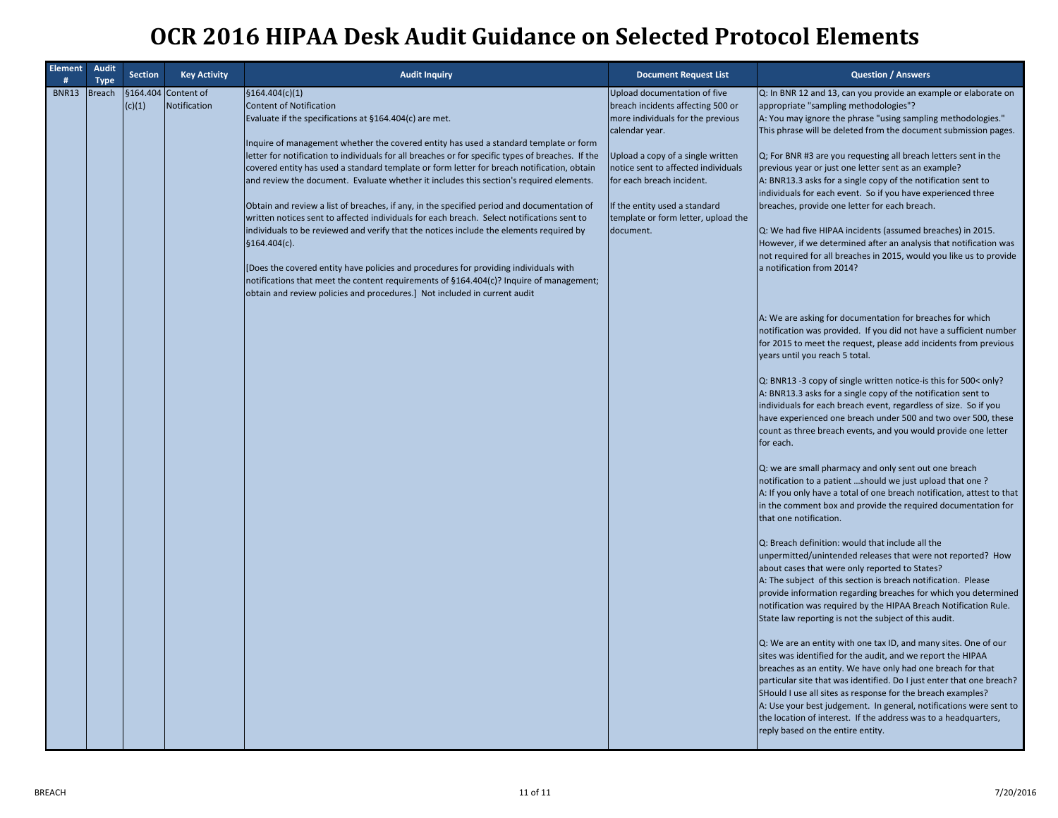# OCR 2016 HIPAA Desk Audit Guidance on Selected Protocol Elements

| Element # | Audit Type | Section | Key Activity | Audit Inquiry | Document Request List | Question / Answers |
|---|---|---|---|---|---|---|
| BNR13 | Breach | §164.404 (c)(1) | Content of Notification | §164.404(c)(1)<br>Content of Notification<br>Evaluate if the specifications at §164.404(c) are met.<br><br>Inquire of management whether the covered entity has used a standard template or form letter for notification to individuals for all breaches or for specific types of breaches. If the covered entity has used a standard template or form letter for breach notification, obtain and review the document. Evaluate whether it includes this section's required elements.<br><br>Obtain and review a list of breaches, if any, in the specified period and documentation of written notices sent to affected individuals for each breach. Select notifications sent to individuals to be reviewed and verify that the notices include the elements required by §164.404(c).<br><br>[Does the covered entity have policies and procedures for providing individuals with notifications that meet the content requirements of §164.404(c)? Inquire of management; obtain and review policies and procedures.] Not included in current audit | Upload documentation of five breach incidents affecting 500 or more individuals for the previous calendar year.<br><br>Upload a copy of a single written notice sent to affected individuals for each breach incident.<br><br>If the entity used a standard template or form letter, upload the document. | Q: In BNR 12 and 13, can you provide an example or elaborate on appropriate "sampling methodologies"?<br>A: You may ignore the phrase "using sampling methodologies." This phrase will be deleted from the document submission pages.<br><br>Q; For BNR #3 are you requesting all breach letters sent in the previous year or just one letter sent as an example?<br>A: BNR13.3 asks for a single copy of the notification sent to individuals for each event. So if you have experienced three breaches, provide one letter for each breach.<br><br>Q: We had five HIPAA incidents (assumed breaches) in 2015. However, if we determined after an analysis that notification was not required for all breaches in 2015, would you like us to provide a notification from 2014?<br><br>A: We are asking for documentation for breaches for which notification was provided. If you did not have a sufficient number for 2015 to meet the request, please add incidents from previous years until you reach 5 total.<br><br>Q: BNR13 -3 copy of single written notice-is this for 500< only?<br>A: BNR13.3 asks for a single copy of the notification sent to individuals for each breach event, regardless of size. So if you have experienced one breach under 500 and two over 500, these count as three breach events, and you would provide one letter for each.<br><br>Q: we are small pharmacy and only sent out one breach notification to a patient …should we just upload that one ?<br>A: If you only have a total of one breach notification, attest to that in the comment box and provide the required documentation for that one notification.<br><br>Q: Breach definition: would that include all the unpermitted/unintended releases that were not reported? How about cases that were only reported to States?<br>A: The subject of this section is breach notification. Please provide information regarding breaches for which you determined notification was required by the HIPAA Breach Notification Rule. State law reporting is not the subject of this audit.<br><br>Q: We are an entity with one tax ID, and many sites. One of our sites was identified for the audit, and we report the HIPAA breaches as an entity. We have only had one breach for that particular site that was identified. Do I just enter that one breach? SHould I use all sites as response for the breach examples?<br>A: Use your best judgement. In general, notifications were sent to the location of interest. If the address was to a headquarters, reply based on the entire entity. |